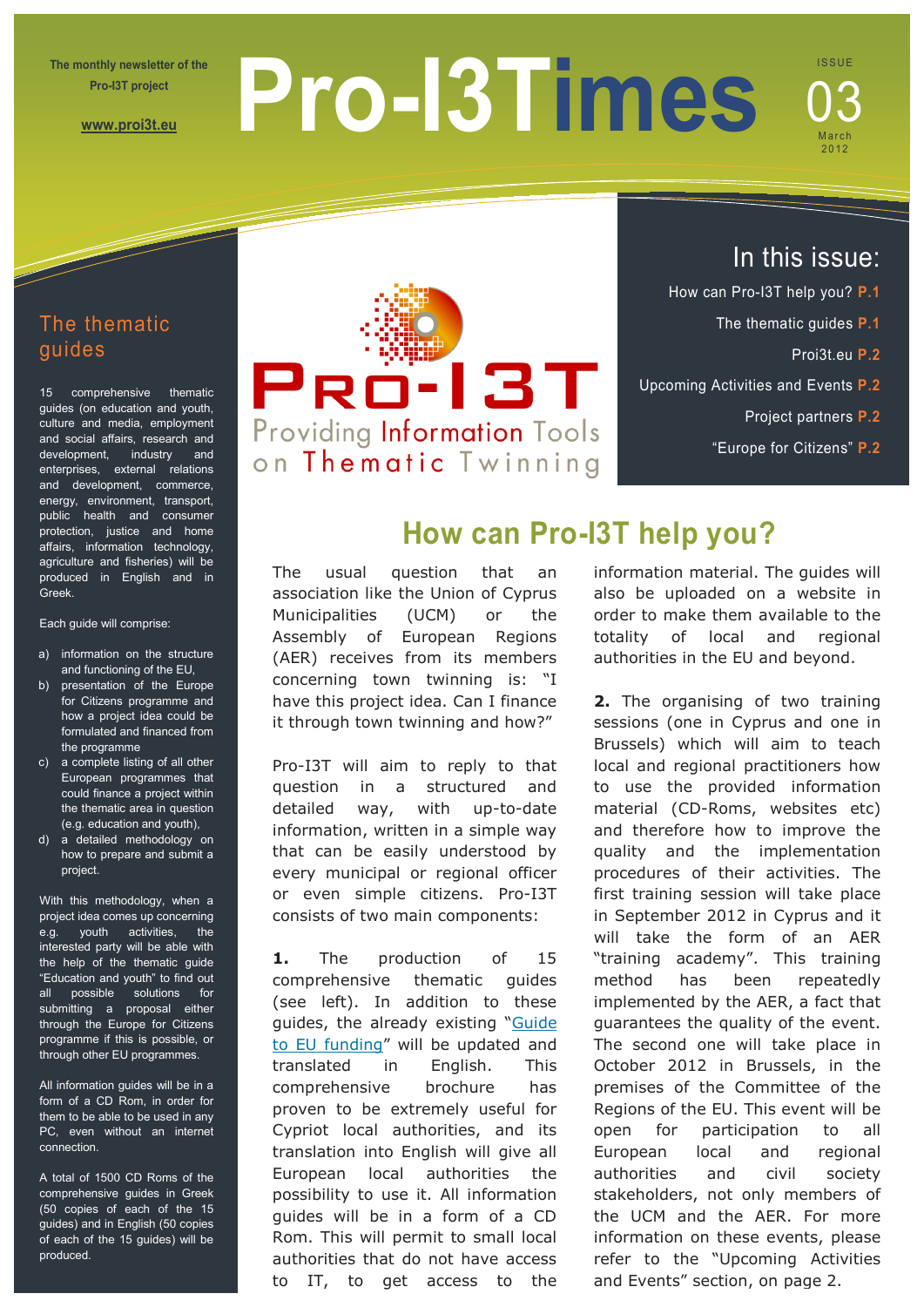The monthly newsletter of the Pro-I3T project

www.proi3t.eu

# Pro-I3Times

ISSUE 03

March 2012

## In this issue:

- How can Pro-I3T help you? P.1
- The thematic guides P.1
- Proi3t.eu P.2
- Upcoming Activities and Events P.2
- Project partners P.2
- "Europe for Citizens" P.2

PRO-I3T

Providing Information Tools on Thematic Twinning

## How can Pro-I3T help you?

The usual question that an association like the Union of Cyprus Municipalities (UCM) or the Assembly of European Regions (AER) receives from its members concerning town twinning is: "I have this project idea. Can I finance it through town twinning and how?"

Pro-I3T will aim to reply to that question in a structured and detailed way, with up-to-date information, written in a simple way that can be easily understood by every municipal or regional officer or even simple citizens. Pro-I3T consists of two main components:

**1.** The production of 15 comprehensive thematic guides (see left). In addition to these guides, the already existing "Guide to EU funding" will be updated and translated in English. This comprehensive brochure has proven to be extremely useful for Cypriot local authorities, and its translation into English will give all European local authorities the possibility to use it. All information guides will be in a form of a CD Rom. This will permit to small local authorities that do not have access to IT, to get access to the information material. The guides will also be uploaded on a website in order to make them available to the totality of local and regional authorities in the EU and beyond.

**2.** The organising of two training sessions (one in Cyprus and one in Brussels) which will aim to teach local and regional practitioners how to use the provided information material (CD-Roms, websites etc) and therefore how to improve the quality and the implementation procedures of their activities. The first training session will take place in September 2012 in Cyprus and it will take the form of an AER "training academy". This training method has been repeatedly implemented by the AER, a fact that guarantees the quality of the event. The second one will take place in October 2012 in Brussels, in the premises of the Committee of the Regions of the EU. This event will be open for participation to all European local and regional authorities and civil society stakeholders, not only members of the UCM and the AER. For more information on these events, please refer to the "Upcoming Activities and Events" section, on page 2.

## The thematic guides

15 comprehensive thematic guides (on education and youth, culture and media, employment and social affairs, research and development, industry and enterprises, external relations and development, commerce, energy, environment, transport, public health and consumer protection, justice and home affairs, information technology, agriculture and fisheries) will be produced in English and in Greek.

Each guide will comprise:

a) information on the structure and functioning of the EU,
b) presentation of the Europe for Citizens programme and how a project idea could be formulated and financed from the programme
c) a complete listing of all other European programmes that could finance a project within the thematic area in question (e.g. education and youth),
d) a detailed methodology on how to prepare and submit a project.

With this methodology, when a project idea comes up concerning e.g. youth activities, the interested party will be able with the help of the thematic guide "Education and youth" to find out all possible solutions for submitting a proposal either through the Europe for Citizens programme if this is possible, or through other EU programmes.

All information guides will be in a form of a CD Rom, in order for them to be able to be used in any PC, even without an internet connection.

A total of 1500 CD Roms of the comprehensive guides in Greek (50 copies of each of the 15 guides) and in English (50 copies of each of the 15 guides) will be produced.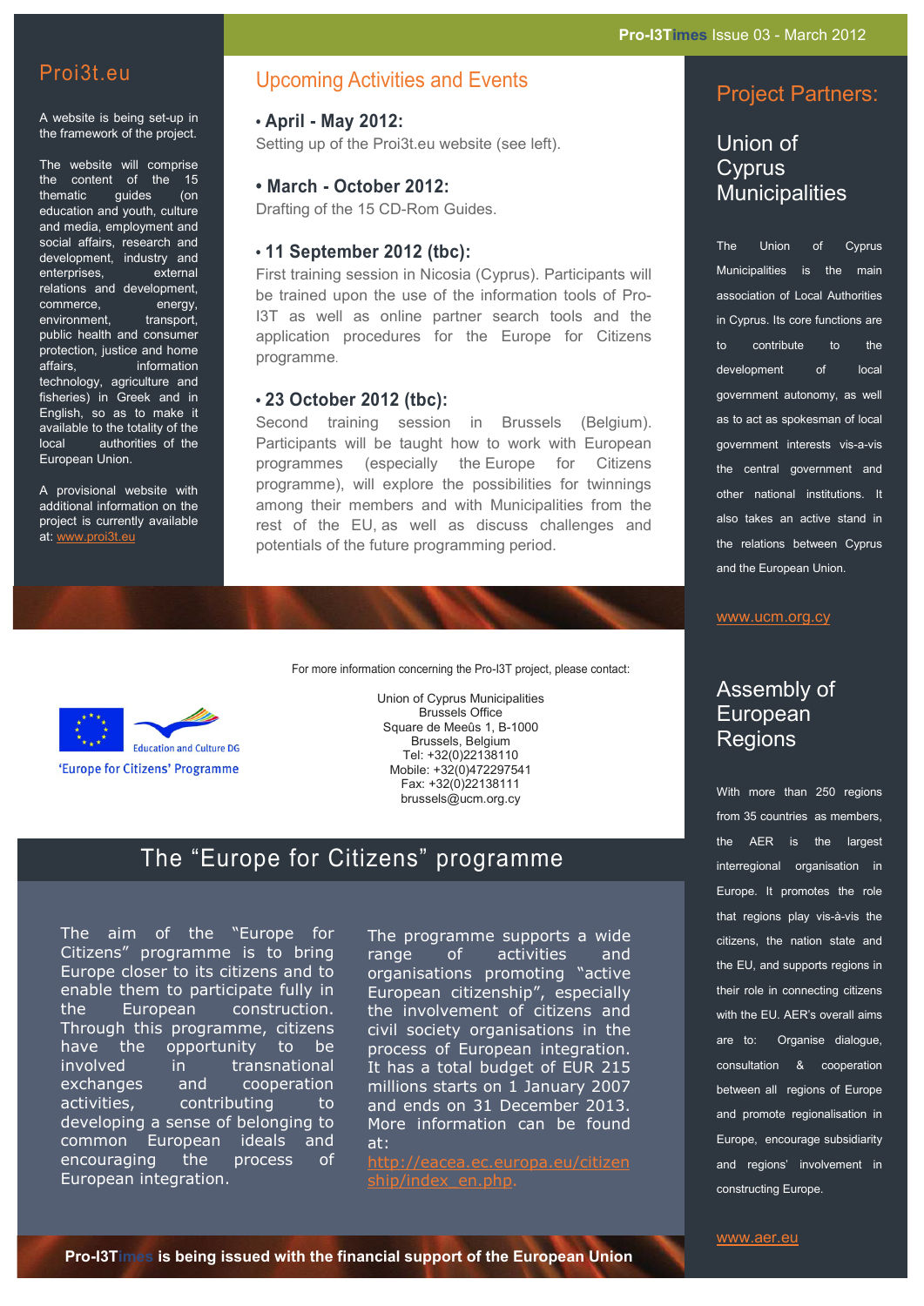## Proi3t.eu

A website is being set-up in the framework of the project.

The website will comprise the content of the 15 thematic guides (on education and youth, culture and media, employment and social affairs, research and development, industry and enterprises, external relations and development, commerce, energy, environment, transport, public health and consumer protection, justice and home affairs, information technology, agriculture and fisheries) in Greek and in English, so as to make it available to the totality of the local authorities of the European Union.

A provisional website with additional information on the project is currently available at: www.proi3t.eu

## Upcoming Activities and Events

**• April - May 2012:**
Setting up of the Proi3t.eu website (see left).

**• March - October 2012:**
Drafting of the 15 CD-Rom Guides.

**• 11 September 2012 (tbc):**
First training session in Nicosia (Cyprus). Participants will be trained upon the use of the information tools of Pro-I3T as well as online partner search tools and the application procedures for the Europe for Citizens programme.

**• 23 October 2012 (tbc):**
Second training session in Brussels (Belgium). Participants will be taught how to work with European programmes (especially the Europe for Citizens programme), will explore the possibilities for twinnings among their members and with Municipalities from the rest of the EU, as well as discuss challenges and potentials of the future programming period.

For more information concerning the Pro-I3T project, please contact:

Union of Cyprus Municipalities
Brussels Office
Square de Meeûs 1, B-1000
Brussels, Belgium
Tel: +32(0)22138110
Mobile: +32(0)472297541
Fax: +32(0)22138111
brussels@ucm.org.cy

Education and Culture DG
'Europe for Citizens' Programme

## The "Europe for Citizens" programme

The aim of the "Europe for Citizens" programme is to bring Europe closer to its citizens and to enable them to participate fully in the European construction. Through this programme, citizens have the opportunity to be involved in transnational exchanges and cooperation activities, contributing to developing a sense of belonging to common European ideals and encouraging the process of European integration.

The programme supports a wide range of activities and organisations promoting "active European citizenship", especially the involvement of citizens and civil society organisations in the process of European integration. It has a total budget of EUR 215 millions starts on 1 January 2007 and ends on 31 December 2013. More information can be found at: http://eacea.ec.europa.eu/citizenship/index_en.php.

**Pro-I3Times is being issued with the financial support of the European Union**

## Project Partners:

### Union of Cyprus Municipalities

The Union of Cyprus Municipalities is the main association of Local Authorities in Cyprus. Its core functions are to contribute to the development of local government autonomy, as well as to act as spokesman of local government interests vis-a-vis the central government and other national institutions. It also takes an active stand in the relations between Cyprus and the European Union.

www.ucm.org.cy

### Assembly of European Regions

With more than 250 regions from 35 countries as members, the AER is the largest interregional organisation in Europe. It promotes the role that regions play vis-à-vis the citizens, the nation state and the EU, and supports regions in their role in connecting citizens with the EU. AER's overall aims are to: Organise dialogue, consultation & cooperation between all regions of Europe and promote regionalisation in Europe, encourage subsidiarity and regions' involvement in constructing Europe.

www.aer.eu